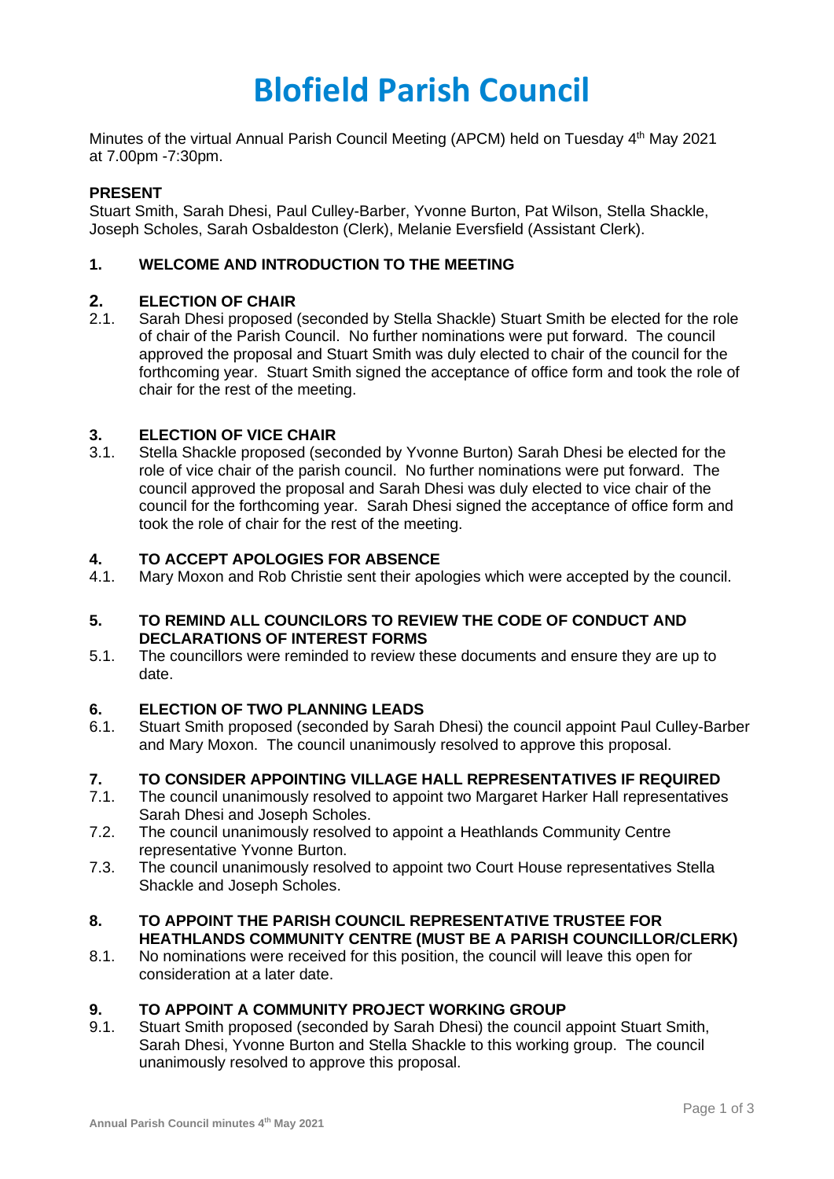# Blofield Parish Council

Minutes of the virtual Annual Parish Council Meeting (APCM) held on Tuesday 4th May 2021 at 7.00pm -7:30pm.

**PRESENT**

Stuart Smith, Sarah Dhesi, Paul Culley-Barber, Yvonne Burton, Pat Wilson, Stella Shackle, Joseph Scholes, Sarah Osbaldeston (Clerk), Melanie Eversfield (Assistant Clerk).

**1. WELCOME AND INTRODUCTION TO THE MEETING**

**2. ELECTION OF CHAIR**

2.1. Sarah Dhesi proposed (seconded by Stella Shackle) Stuart Smith be elected for the role of chair of the Parish Council. No further nominations were put forward. The council approved the proposal and Stuart Smith was duly elected to chair of the council for the forthcoming year. Stuart Smith signed the acceptance of office form and took the role of chair for the rest of the meeting.

**3. ELECTION OF VICE CHAIR**

3.1. Stella Shackle proposed (seconded by Yvonne Burton) Sarah Dhesi be elected for the role of vice chair of the parish council. No further nominations were put forward. The council approved the proposal and Sarah Dhesi was duly elected to vice chair of the council for the forthcoming year. Sarah Dhesi signed the acceptance of office form and took the role of chair for the rest of the meeting.

**4. TO ACCEPT APOLOGIES FOR ABSENCE**

4.1. Mary Moxon and Rob Christie sent their apologies which were accepted by the council.

**5. TO REMIND ALL COUNCILORS TO REVIEW THE CODE OF CONDUCT AND DECLARATIONS OF INTEREST FORMS**

5.1. The councillors were reminded to review these documents and ensure they are up to date.

**6. ELECTION OF TWO PLANNING LEADS**

6.1. Stuart Smith proposed (seconded by Sarah Dhesi) the council appoint Paul Culley-Barber and Mary Moxon. The council unanimously resolved to approve this proposal.

**7. TO CONSIDER APPOINTING VILLAGE HALL REPRESENTATIVES IF REQUIRED**

7.1. The council unanimously resolved to appoint two Margaret Harker Hall representatives Sarah Dhesi and Joseph Scholes.

7.2. The council unanimously resolved to appoint a Heathlands Community Centre representative Yvonne Burton.

7.3. The council unanimously resolved to appoint two Court House representatives Stella Shackle and Joseph Scholes.

**8. TO APPOINT THE PARISH COUNCIL REPRESENTATIVE TRUSTEE FOR HEATHLANDS COMMUNITY CENTRE (MUST BE A PARISH COUNCILLOR/CLERK)**

8.1. No nominations were received for this position, the council will leave this open for consideration at a later date.

**9. TO APPOINT A COMMUNITY PROJECT WORKING GROUP**

9.1. Stuart Smith proposed (seconded by Sarah Dhesi) the council appoint Stuart Smith, Sarah Dhesi, Yvonne Burton and Stella Shackle to this working group. The council unanimously resolved to approve this proposal.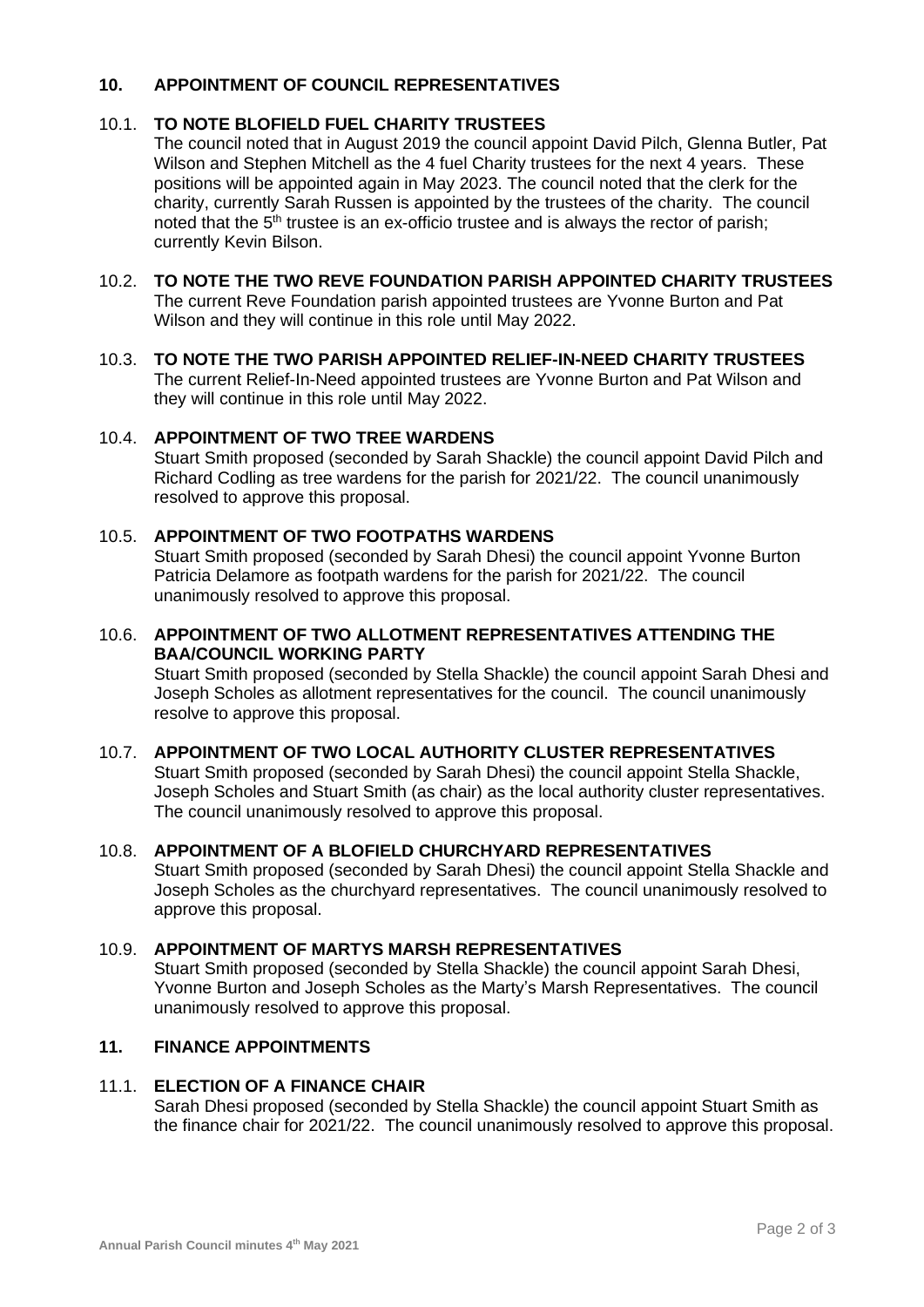## 10. APPOINTMENT OF COUNCIL REPRESENTATIVES

### 10.1. TO NOTE BLOFIELD FUEL CHARITY TRUSTEES

The council noted that in August 2019 the council appoint David Pilch, Glenna Butler, Pat Wilson and Stephen Mitchell as the 4 fuel Charity trustees for the next 4 years. These positions will be appointed again in May 2023. The council noted that the clerk for the charity, currently Sarah Russen is appointed by the trustees of the charity. The council noted that the 5th trustee is an ex-officio trustee and is always the rector of parish; currently Kevin Bilson.

### 10.2. TO NOTE THE TWO REVE FOUNDATION PARISH APPOINTED CHARITY TRUSTEES

The current Reve Foundation parish appointed trustees are Yvonne Burton and Pat Wilson and they will continue in this role until May 2022.

### 10.3. TO NOTE THE TWO PARISH APPOINTED RELIEF-IN-NEED CHARITY TRUSTEES

The current Relief-In-Need appointed trustees are Yvonne Burton and Pat Wilson and they will continue in this role until May 2022.

### 10.4. APPOINTMENT OF TWO TREE WARDENS

Stuart Smith proposed (seconded by Sarah Shackle) the council appoint David Pilch and Richard Codling as tree wardens for the parish for 2021/22. The council unanimously resolved to approve this proposal.

### 10.5. APPOINTMENT OF TWO FOOTPATHS WARDENS

Stuart Smith proposed (seconded by Sarah Dhesi) the council appoint Yvonne Burton Patricia Delamore as footpath wardens for the parish for 2021/22. The council unanimously resolved to approve this proposal.

### 10.6. APPOINTMENT OF TWO ALLOTMENT REPRESENTATIVES ATTENDING THE BAA/COUNCIL WORKING PARTY

Stuart Smith proposed (seconded by Stella Shackle) the council appoint Sarah Dhesi and Joseph Scholes as allotment representatives for the council. The council unanimously resolve to approve this proposal.

### 10.7. APPOINTMENT OF TWO LOCAL AUTHORITY CLUSTER REPRESENTATIVES

Stuart Smith proposed (seconded by Sarah Dhesi) the council appoint Stella Shackle, Joseph Scholes and Stuart Smith (as chair) as the local authority cluster representatives. The council unanimously resolved to approve this proposal.

### 10.8. APPOINTMENT OF A BLOFIELD CHURCHYARD REPRESENTATIVES

Stuart Smith proposed (seconded by Sarah Dhesi) the council appoint Stella Shackle and Joseph Scholes as the churchyard representatives. The council unanimously resolved to approve this proposal.

### 10.9. APPOINTMENT OF MARTYS MARSH REPRESENTATIVES

Stuart Smith proposed (seconded by Stella Shackle) the council appoint Sarah Dhesi, Yvonne Burton and Joseph Scholes as the Marty's Marsh Representatives. The council unanimously resolved to approve this proposal.

## 11. FINANCE APPOINTMENTS

### 11.1. ELECTION OF A FINANCE CHAIR

Sarah Dhesi proposed (seconded by Stella Shackle) the council appoint Stuart Smith as the finance chair for 2021/22. The council unanimously resolved to approve this proposal.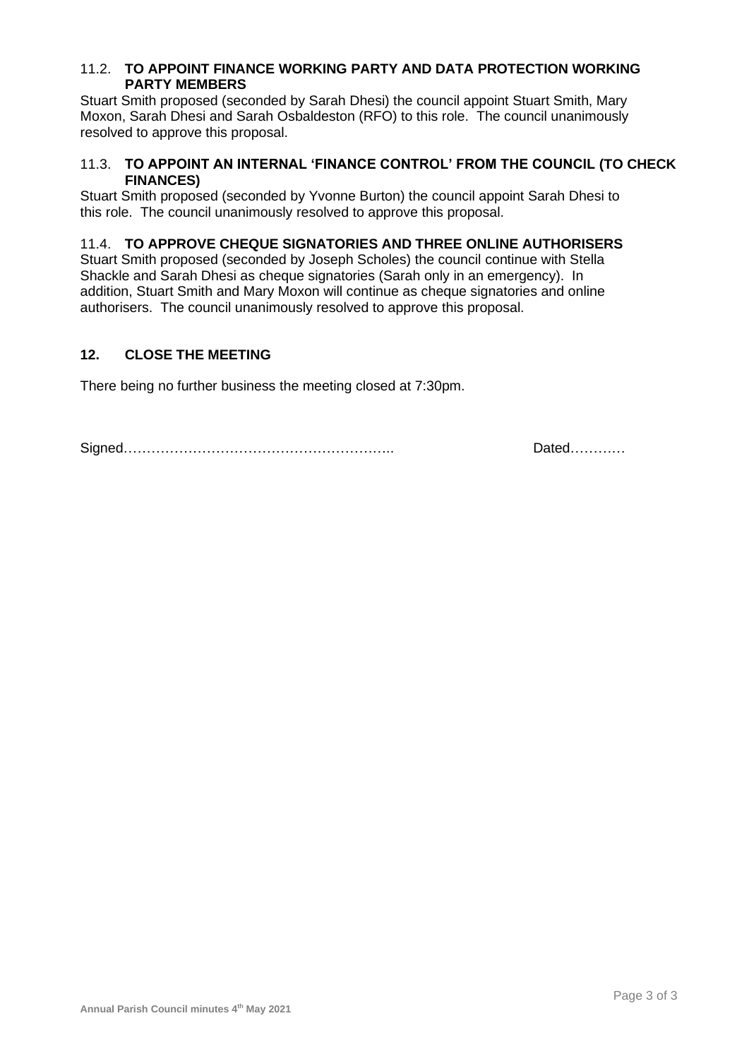### 11.2. TO APPOINT FINANCE WORKING PARTY AND DATA PROTECTION WORKING PARTY MEMBERS

Stuart Smith proposed (seconded by Sarah Dhesi) the council appoint Stuart Smith, Mary Moxon, Sarah Dhesi and Sarah Osbaldeston (RFO) to this role. The council unanimously resolved to approve this proposal.

### 11.3. TO APPOINT AN INTERNAL 'FINANCE CONTROL' FROM THE COUNCIL (TO CHECK FINANCES)

Stuart Smith proposed (seconded by Yvonne Burton) the council appoint Sarah Dhesi to this role. The council unanimously resolved to approve this proposal.

### 11.4. TO APPROVE CHEQUE SIGNATORIES AND THREE ONLINE AUTHORISERS

Stuart Smith proposed (seconded by Joseph Scholes) the council continue with Stella Shackle and Sarah Dhesi as cheque signatories (Sarah only in an emergency). In addition, Stuart Smith and Mary Moxon will continue as cheque signatories and online authorisers. The council unanimously resolved to approve this proposal.

## 12. CLOSE THE MEETING

There being no further business the meeting closed at 7:30pm.

Signed…………………………………………………..                Dated…………